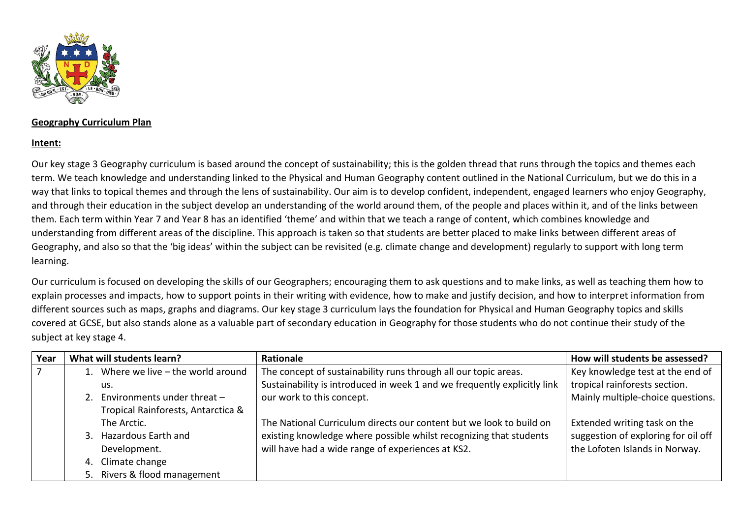**Geography Curriculum Plan**

**Intent:**

Our key stage 3 Geography curriculum is based around the concept of sustainability; this is the golden thread that runs through the topics and themes each term. We teach knowledge and understanding linked to the Physical and Human Geography content outlined in the National Curriculum, but we do this in a way that links to topical themes and through the lens of sustainability. Our aim is to develop confident, independent, engaged learners who enjoy Geography, and through their education in the subject develop an understanding of the world around them, of the people and places within it, and of the links between them. Each term within Year 7 and Year 8 has an identified 'theme' and within that we teach a range of content, which combines knowledge and understanding from different areas of the discipline. This approach is taken so that students are better placed to make links between different areas of Geography, and also so that the 'big ideas' within the subject can be revisited (e.g. climate change and development) regularly to support with long term learning.

Our curriculum is focused on developing the skills of our Geographers; encouraging them to ask questions and to make links, as well as teaching them how to explain processes and impacts, how to support points in their writing with evidence, how to make and justify decision, and how to interpret information from different sources such as maps, graphs and diagrams. Our key stage 3 curriculum lays the foundation for Physical and Human Geography topics and skills covered at GCSE, but also stands alone as a valuable part of secondary education in Geography for those students who do not continue their study of the subject at key stage 4.

| Year | What will students learn? | Rationale | How will students be assessed? |
|---|---|---|---|
| 7 | 1. Where we live – the world around us.<br>2. Environments under threat – Tropical Rainforests, Antarctica & The Arctic.<br>3. Hazardous Earth and Development.<br>4. Climate change<br>5. Rivers & flood management | The concept of sustainability runs through all our topic areas. Sustainability is introduced in week 1 and we frequently explicitly link our work to this concept.<br><br>The National Curriculum directs our content but we look to build on existing knowledge where possible whilst recognizing that students will have had a wide range of experiences at KS2. | Key knowledge test at the end of tropical rainforests section. Mainly multiple-choice questions.<br><br>Extended writing task on the suggestion of exploring for oil off the Lofoten Islands in Norway. |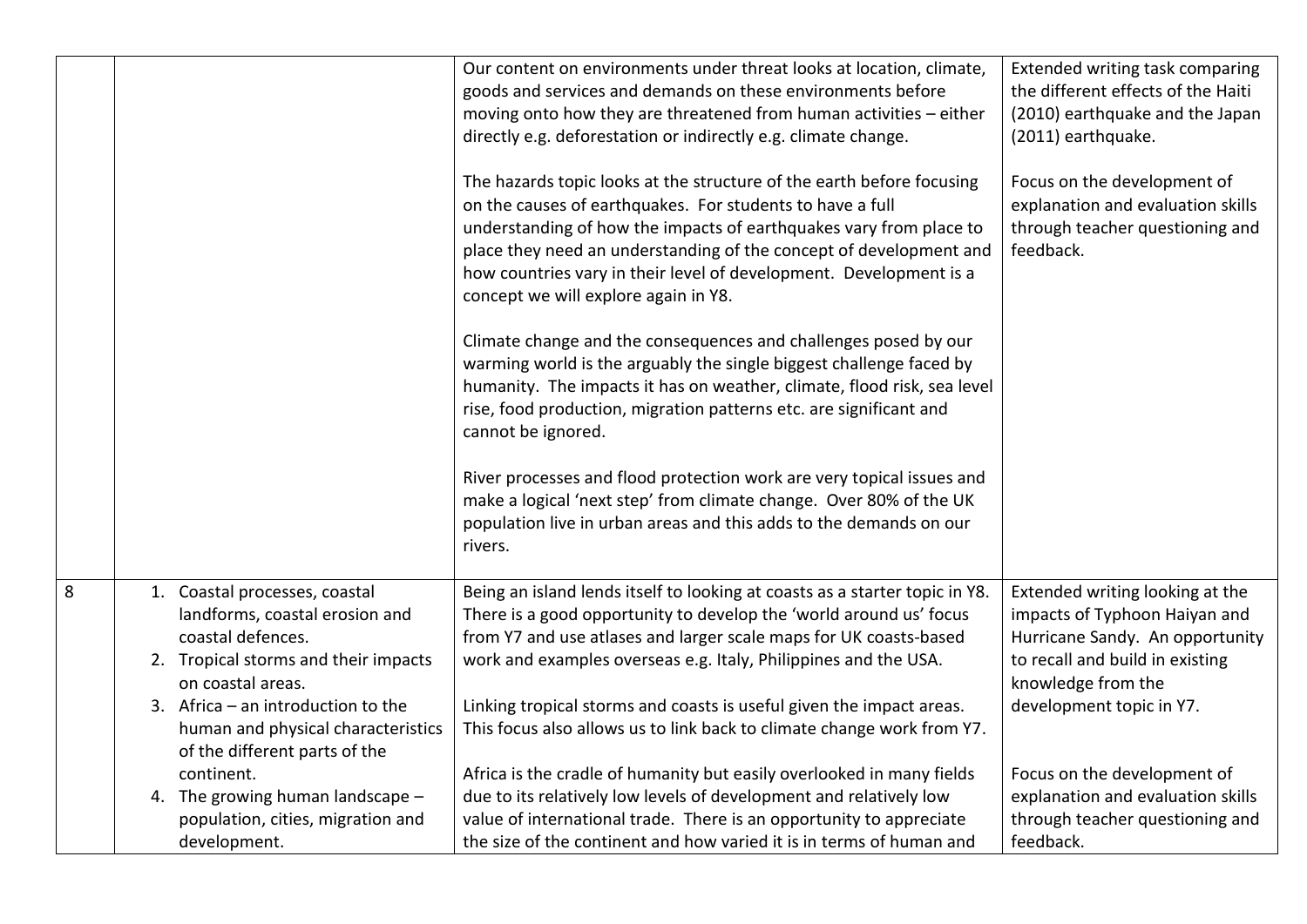| | | | |
|---|---|---|---|
| | | Our content on environments under threat looks at location, climate, goods and services and demands on these environments before moving onto how they are threatened from human activities – either directly e.g. deforestation or indirectly e.g. climate change.<br><br>The hazards topic looks at the structure of the earth before focusing on the causes of earthquakes. For students to have a full understanding of how the impacts of earthquakes vary from place to place they need an understanding of the concept of development and how countries vary in their level of development. Development is a concept we will explore again in Y8.<br><br>Climate change and the consequences and challenges posed by our warming world is the arguably the single biggest challenge faced by humanity. The impacts it has on weather, climate, flood risk, sea level rise, food production, migration patterns etc. are significant and cannot be ignored.<br><br>River processes and flood protection work are very topical issues and make a logical 'next step' from climate change. Over 80% of the UK population live in urban areas and this adds to the demands on our rivers. | Extended writing task comparing the different effects of the Haiti (2010) earthquake and the Japan (2011) earthquake.<br><br>Focus on the development of explanation and evaluation skills through teacher questioning and feedback. |
| 8 | 1. Coastal processes, coastal landforms, coastal erosion and coastal defences.<br>2. Tropical storms and their impacts on coastal areas.<br>3. Africa – an introduction to the human and physical characteristics of the different parts of the continent.<br>4. The growing human landscape – population, cities, migration and development. | Being an island lends itself to looking at coasts as a starter topic in Y8. There is a good opportunity to develop the 'world around us' focus from Y7 and use atlases and larger scale maps for UK coasts-based work and examples overseas e.g. Italy, Philippines and the USA.<br><br>Linking tropical storms and coasts is useful given the impact areas. This focus also allows us to link back to climate change work from Y7.<br><br>Africa is the cradle of humanity but easily overlooked in many fields due to its relatively low levels of development and relatively low value of international trade. There is an opportunity to appreciate the size of the continent and how varied it is in terms of human and | Extended writing looking at the impacts of Typhoon Haiyan and Hurricane Sandy. An opportunity to recall and build in existing knowledge from the development topic in Y7.<br><br>Focus on the development of explanation and evaluation skills through teacher questioning and feedback. |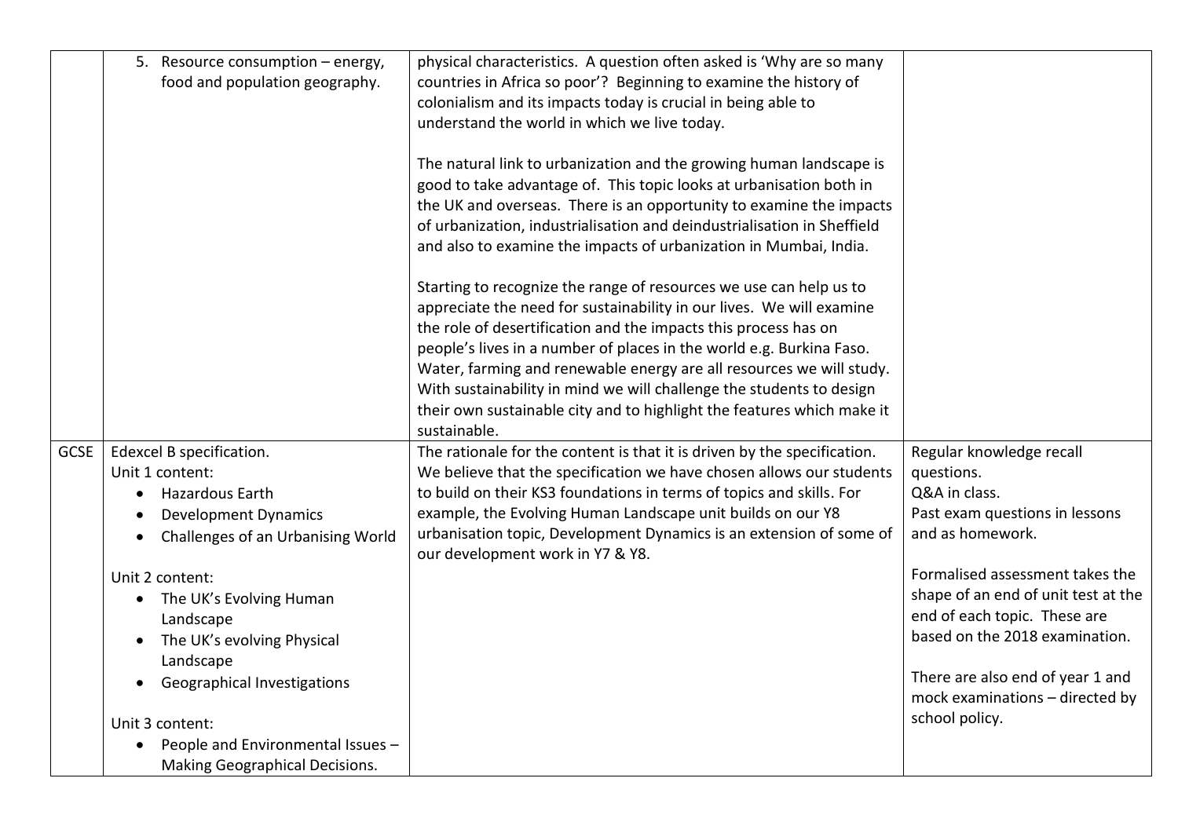|  |  |  |  |
|---|---|---|---|
|  | 5. Resource consumption – energy, food and population geography. | physical characteristics. A question often asked is 'Why are so many countries in Africa so poor'? Beginning to examine the history of colonialism and its impacts today is crucial in being able to understand the world in which we live today.<br><br>The natural link to urbanization and the growing human landscape is good to take advantage of. This topic looks at urbanisation both in the UK and overseas. There is an opportunity to examine the impacts of urbanization, industrialisation and deindustrialisation in Sheffield and also to examine the impacts of urbanization in Mumbai, India.<br><br>Starting to recognize the range of resources we use can help us to appreciate the need for sustainability in our lives. We will examine the role of desertification and the impacts this process has on people's lives in a number of places in the world e.g. Burkina Faso. Water, farming and renewable energy are all resources we will study. With sustainability in mind we will challenge the students to design their own sustainable city and to highlight the features which make it sustainable. |  |
| GCSE | Edexcel B specification.<br>Unit 1 content:<br>• Hazardous Earth<br>• Development Dynamics<br>• Challenges of an Urbanising World<br><br>Unit 2 content:<br>• The UK's Evolving Human Landscape<br>• The UK's evolving Physical Landscape<br>• Geographical Investigations<br><br>Unit 3 content:<br>• People and Environmental Issues – Making Geographical Decisions. | The rationale for the content is that it is driven by the specification. We believe that the specification we have chosen allows our students to build on their KS3 foundations in terms of topics and skills. For example, the Evolving Human Landscape unit builds on our Y8 urbanisation topic, Development Dynamics is an extension of some of our development work in Y7 & Y8. | Regular knowledge recall questions.<br>Q&A in class.<br>Past exam questions in lessons and as homework.<br><br>Formalised assessment takes the shape of an end of unit test at the end of each topic. These are based on the 2018 examination.<br><br>There are also end of year 1 and mock examinations – directed by school policy. |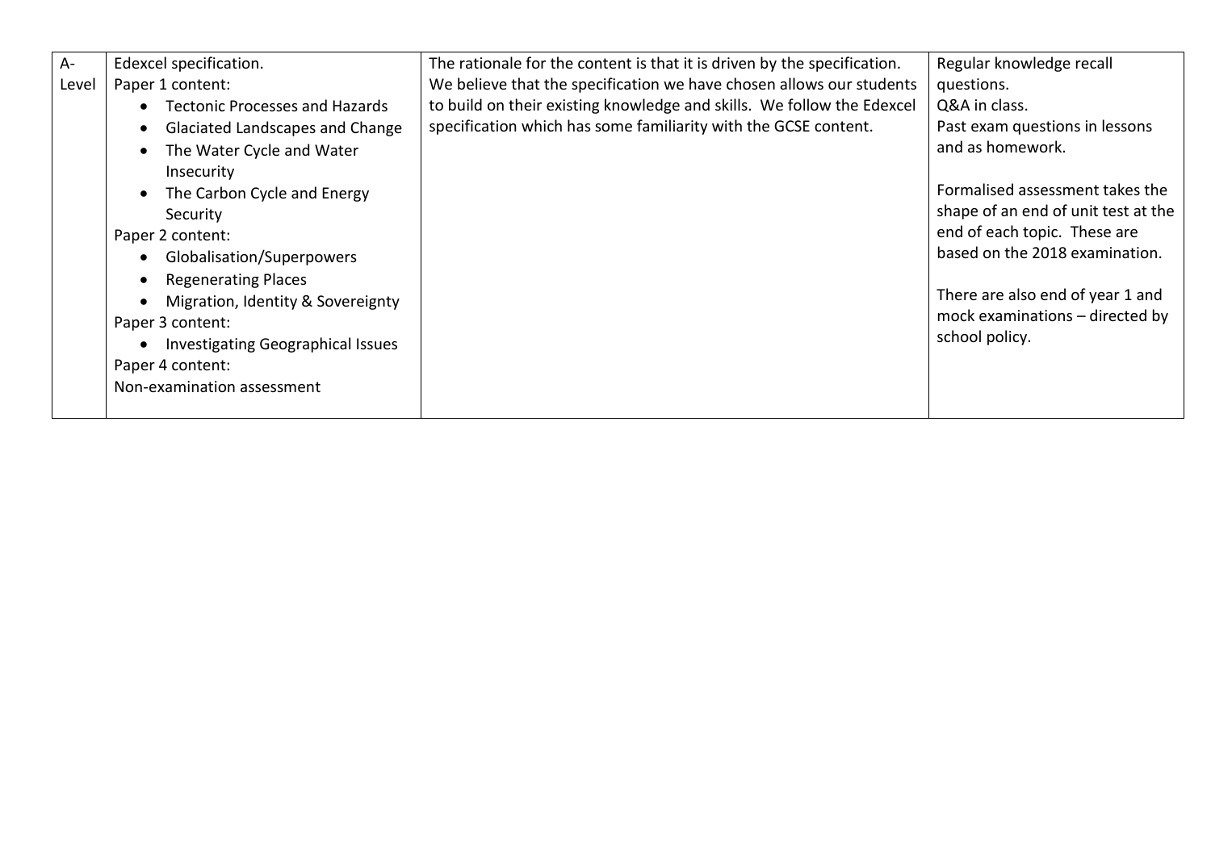| | | | |
|---|---|---|---|
| A-Level | Edexcel specification.<br>Paper 1 content:<br>• Tectonic Processes and Hazards<br>• Glaciated Landscapes and Change<br>• The Water Cycle and Water Insecurity<br>• The Carbon Cycle and Energy Security<br>Paper 2 content:<br>• Globalisation/Superpowers<br>• Regenerating Places<br>• Migration, Identity & Sovereignty<br>Paper 3 content:<br>• Investigating Geographical Issues<br>Paper 4 content:<br>Non-examination assessment | The rationale for the content is that it is driven by the specification. We believe that the specification we have chosen allows our students to build on their existing knowledge and skills. We follow the Edexcel specification which has some familiarity with the GCSE content. | Regular knowledge recall questions.<br>Q&A in class.<br>Past exam questions in lessons and as homework.<br><br>Formalised assessment takes the shape of an end of unit test at the end of each topic. These are based on the 2018 examination.<br><br>There are also end of year 1 and mock examinations – directed by school policy. |